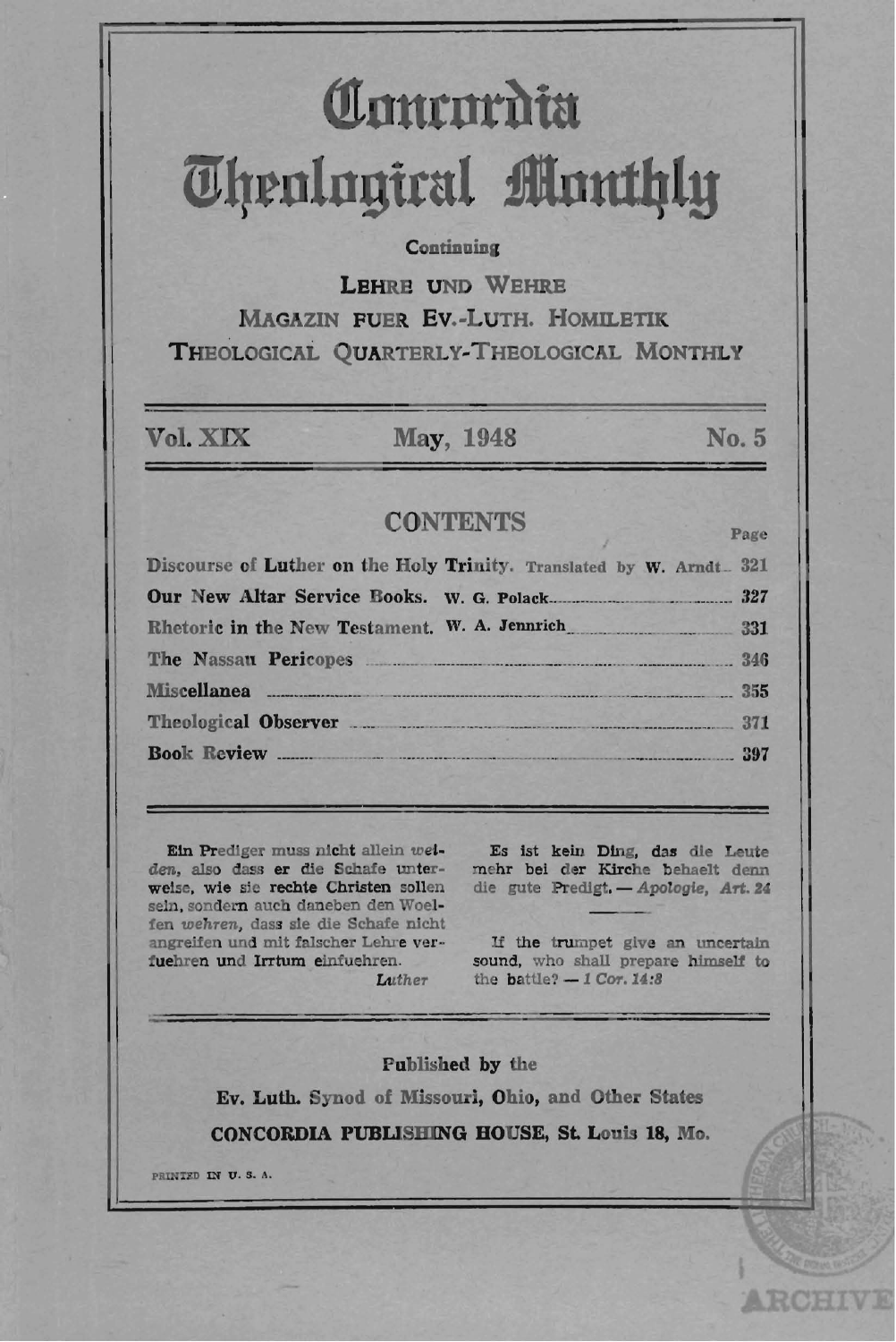# Concordia Theological Monthly

Continuing

LEHRE UND WEHRE

MAGAZIN FUER EV.-LUTH. HOMILETIK

THEOLOGICAL QUARTERLY-THEOLOGICAL MONTHLY

Vol. XIX May, 1948 No. 5

## CONTENTS

| | Page |
|---|---|
| Discourse of Luther on the Holy Trinity. Translated by W. Arndt | 321 |
| Our New Altar Service Books. W. G. Polack | 327 |
| Rhetoric in the New Testament. W. A. Jennrich | 331 |
| The Nassau Pericopes | 346 |
| Miscellanea | 355 |
| Theological Observer | 371 |
| Book Review | 397 |

Ein Prediger muss nicht allein *weiden*, also dass er die Schafe unterweise, wie sie rechte Christen sollen sein, sondern auch daneben den Woelfen *wehren*, dass sie die Schafe nicht angreifen und mit falscher Lehre verfuehren und Irrtum einfuehren.
*Luther*

Es ist kein Ding, das die Leute mehr bei der Kirche behaelt denn die gute Predigt. — *Apologie, Art. 24*

If the trumpet give an uncertain sound, who shall prepare himself to the battle? — *1 Cor. 14:8*

Published by the

Ev. Luth. Synod of Missouri, Ohio, and Other States

CONCORDIA PUBLISHING HOUSE, St. Louis 18, Mo.

PRINTED IN U. S. A.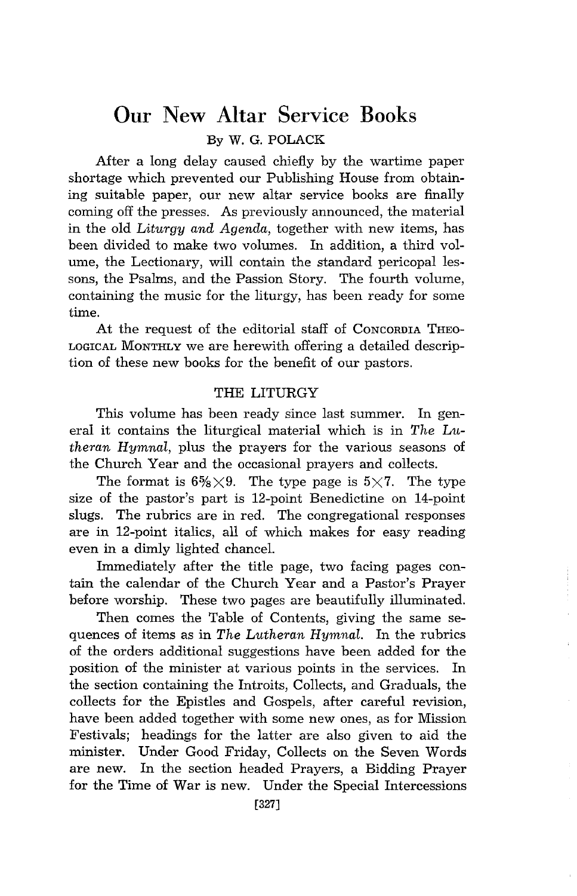# Our New Altar Service Books

By W. G. POLACK

After a long delay caused chiefly by the wartime paper shortage which prevented our Publishing House from obtaining suitable paper, our new altar service books are finally coming off the presses. As previously announced, the material in the old *Liturgy and Agenda*, together with new items, has been divided to make two volumes. In addition, a third volume, the Lectionary, will contain the standard pericopal lessons, the Psalms, and the Passion Story. The fourth volume, containing the music for the liturgy, has been ready for some time.

At the request of the editorial staff of CONCORDIA THEOLOGICAL MONTHLY we are herewith offering a detailed description of these new books for the benefit of our pastors.

## THE LITURGY

This volume has been ready since last summer. In general it contains the liturgical material which is in *The Lutheran Hymnal*, plus the prayers for the various seasons of the Church Year and the occasional prayers and collects.

The format is $6\frac{5}{8} \times 9$. The type page is $5 \times 7$. The type size of the pastor's part is 12-point Benedictine on 14-point slugs. The rubrics are in red. The congregational responses are in 12-point italics, all of which makes for easy reading even in a dimly lighted chancel.

Immediately after the title page, two facing pages contain the calendar of the Church Year and a Pastor's Prayer before worship. These two pages are beautifully illuminated.

Then comes the Table of Contents, giving the same sequences of items as in *The Lutheran Hymnal*. In the rubrics of the orders additional suggestions have been added for the position of the minister at various points in the services. In the section containing the Introits, Collects, and Graduals, the collects for the Epistles and Gospels, after careful revision, have been added together with some new ones, as for Mission Festivals; headings for the latter are also given to aid the minister. Under Good Friday, Collects on the Seven Words are new. In the section headed Prayers, a Bidding Prayer for the Time of War is new. Under the Special Intercessions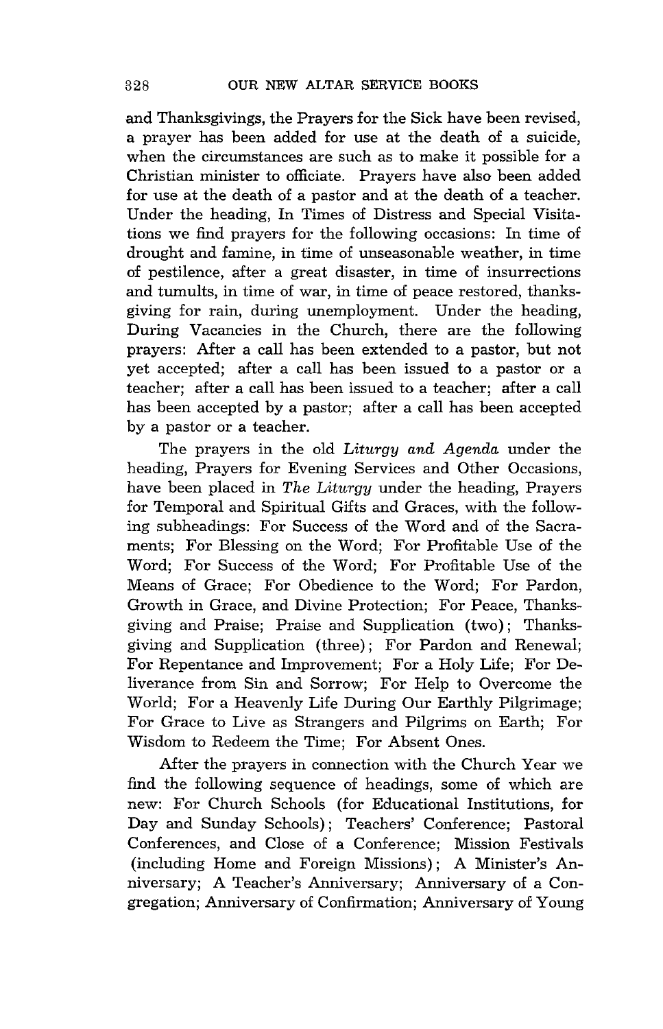and Thanksgivings, the Prayers for the Sick have been revised, a prayer has been added for use at the death of a suicide, when the circumstances are such as to make it possible for a Christian minister to officiate. Prayers have also been added for use at the death of a pastor and at the death of a teacher. Under the heading, In Times of Distress and Special Visitations we find prayers for the following occasions: In time of drought and famine, in time of unseasonable weather, in time of pestilence, after a great disaster, in time of insurrections and tumults, in time of war, in time of peace restored, thanksgiving for rain, during unemployment. Under the heading, During Vacancies in the Church, there are the following prayers: After a call has been extended to a pastor, but not yet accepted; after a call has been issued to a pastor or a teacher; after a call has been issued to a teacher; after a call has been accepted by a pastor; after a call has been accepted by a pastor or a teacher.

The prayers in the old *Liturgy and Agenda* under the heading, Prayers for Evening Services and Other Occasions, have been placed in *The Liturgy* under the heading, Prayers for Temporal and Spiritual Gifts and Graces, with the following subheadings: For Success of the Word and of the Sacraments; For Blessing on the Word; For Profitable Use of the Word; For Success of the Word; For Profitable Use of the Means of Grace; For Obedience to the Word; For Pardon, Growth in Grace, and Divine Protection; For Peace, Thanksgiving and Praise; Praise and Supplication (two); Thanksgiving and Supplication (three); For Pardon and Renewal; For Repentance and Improvement; For a Holy Life; For Deliverance from Sin and Sorrow; For Help to Overcome the World; For a Heavenly Life During Our Earthly Pilgrimage; For Grace to Live as Strangers and Pilgrims on Earth; For Wisdom to Redeem the Time; For Absent Ones.

After the prayers in connection with the Church Year we find the following sequence of headings, some of which are new: For Church Schools (for Educational Institutions, for Day and Sunday Schools); Teachers' Conference; Pastoral Conferences, and Close of a Conference; Mission Festivals (including Home and Foreign Missions); A Minister's Anniversary; A Teacher's Anniversary; Anniversary of a Congregation; Anniversary of Confirmation; Anniversary of Young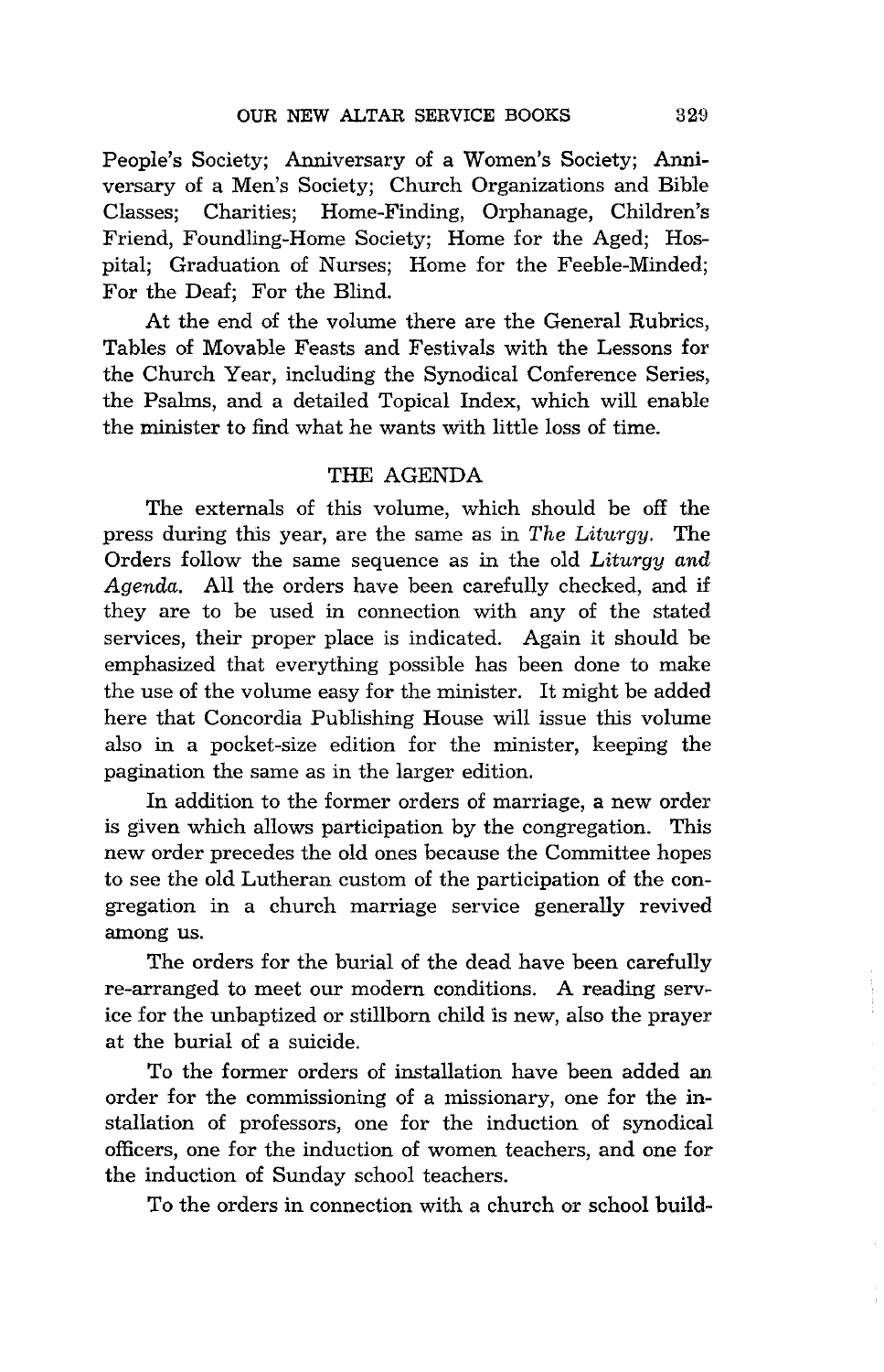People's Society; Anniversary of a Women's Society; Anniversary of a Men's Society; Church Organizations and Bible Classes; Charities; Home-Finding, Orphanage, Children's Friend, Foundling-Home Society; Home for the Aged; Hospital; Graduation of Nurses; Home for the Feeble-Minded; For the Deaf; For the Blind.

At the end of the volume there are the General Rubrics, Tables of Movable Feasts and Festivals with the Lessons for the Church Year, including the Synodical Conference Series, the Psalms, and a detailed Topical Index, which will enable the minister to find what he wants with little loss of time.

## THE AGENDA

The externals of this volume, which should be off the press during this year, are the same as in *The Liturgy*. The Orders follow the same sequence as in the old *Liturgy and Agenda*. All the orders have been carefully checked, and if they are to be used in connection with any of the stated services, their proper place is indicated. Again it should be emphasized that everything possible has been done to make the use of the volume easy for the minister. It might be added here that Concordia Publishing House will issue this volume also in a pocket-size edition for the minister, keeping the pagination the same as in the larger edition.

In addition to the former orders of marriage, a new order is given which allows participation by the congregation. This new order precedes the old ones because the Committee hopes to see the old Lutheran custom of the participation of the congregation in a church marriage service generally revived among us.

The orders for the burial of the dead have been carefully re-arranged to meet our modern conditions. A reading service for the unbaptized or stillborn child is new, also the prayer at the burial of a suicide.

To the former orders of installation have been added an order for the commissioning of a missionary, one for the installation of professors, one for the induction of synodical officers, one for the induction of women teachers, and one for the induction of Sunday school teachers.

To the orders in connection with a church or school build-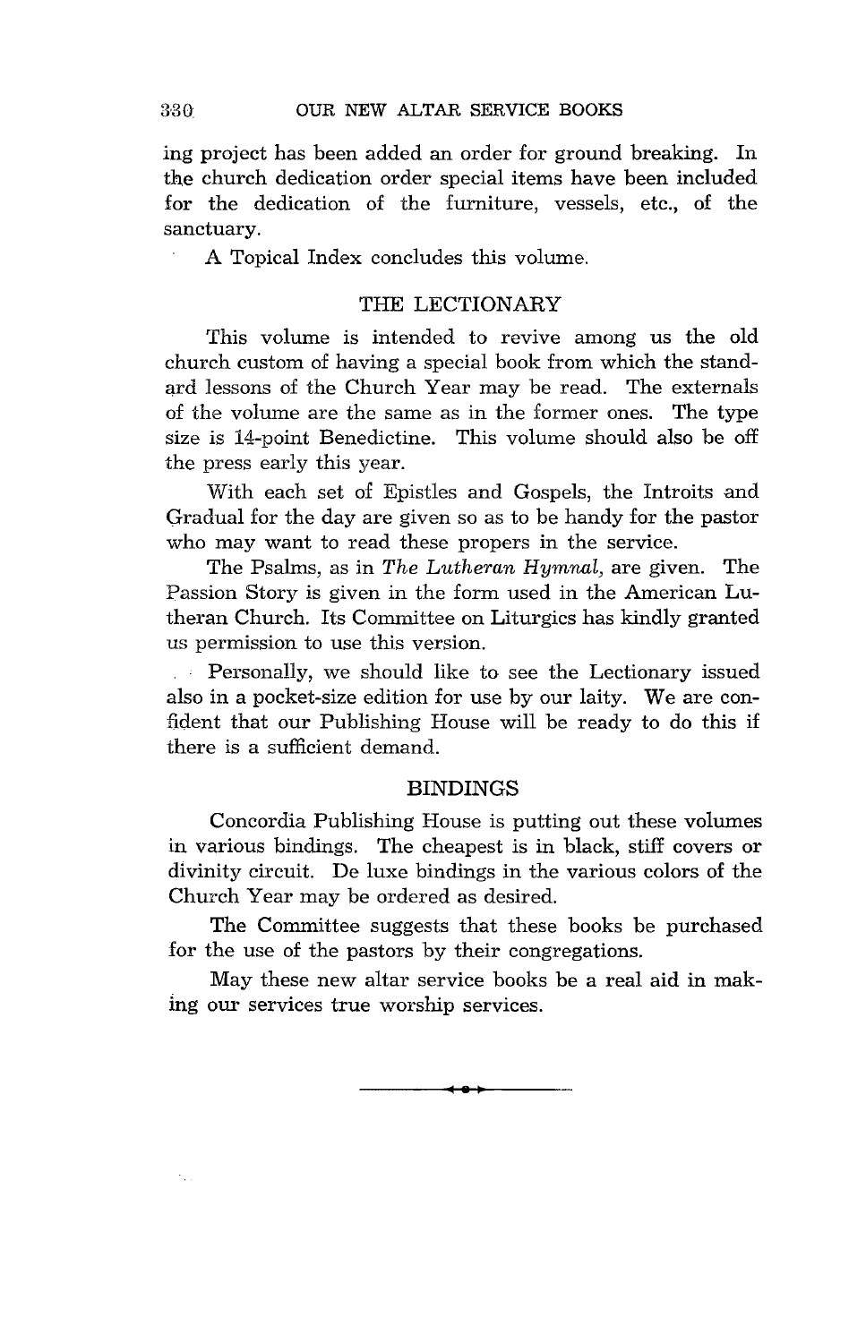ing project has been added an order for ground breaking. In the church dedication order special items have been included for the dedication of the furniture, vessels, etc., of the sanctuary.

A Topical Index concludes this volume.

## THE LECTIONARY

This volume is intended to revive among us the old church custom of having a special book from which the standard lessons of the Church Year may be read. The externals of the volume are the same as in the former ones. The type size is 14-point Benedictine. This volume should also be off the press early this year.

With each set of Epistles and Gospels, the Introits and Gradual for the day are given so as to be handy for the pastor who may want to read these propers in the service.

The Psalms, as in *The Lutheran Hymnal*, are given. The Passion Story is given in the form used in the American Lutheran Church. Its Committee on Liturgics has kindly granted us permission to use this version.

Personally, we should like to see the Lectionary issued also in a pocket-size edition for use by our laity. We are confident that our Publishing House will be ready to do this if there is a sufficient demand.

## BINDINGS

Concordia Publishing House is putting out these volumes in various bindings. The cheapest is in black, stiff covers or divinity circuit. De luxe bindings in the various colors of the Church Year may be ordered as desired.

The Committee suggests that these books be purchased for the use of the pastors by their congregations.

May these new altar service books be a real aid in making our services true worship services.